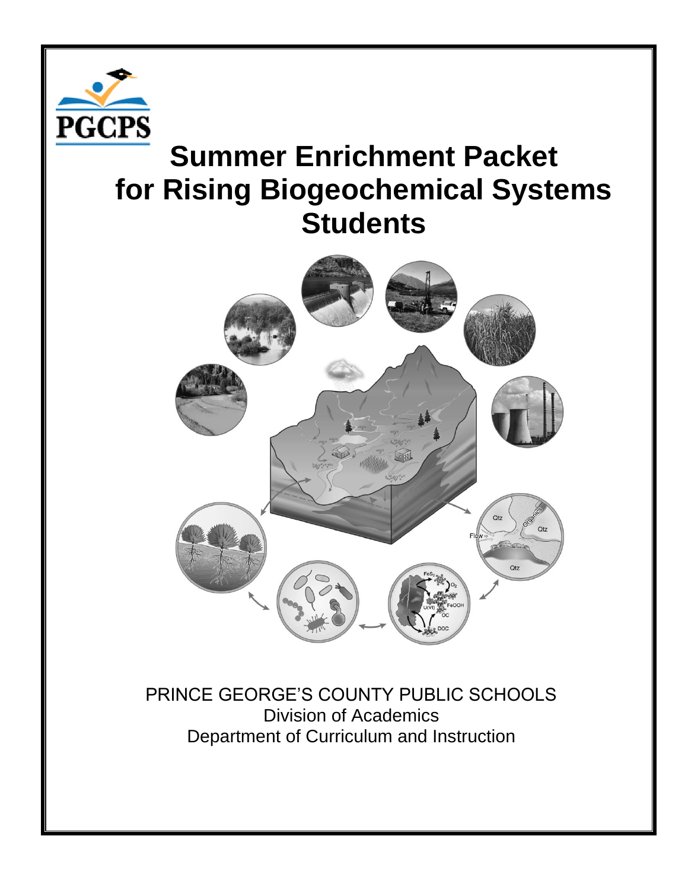PGCPS

# Summer Enrichment Packet for Rising Biogeochemical Systems Students

PRINCE GEORGE'S COUNTY PUBLIC SCHOOLS
Division of Academics
Department of Curriculum and Instruction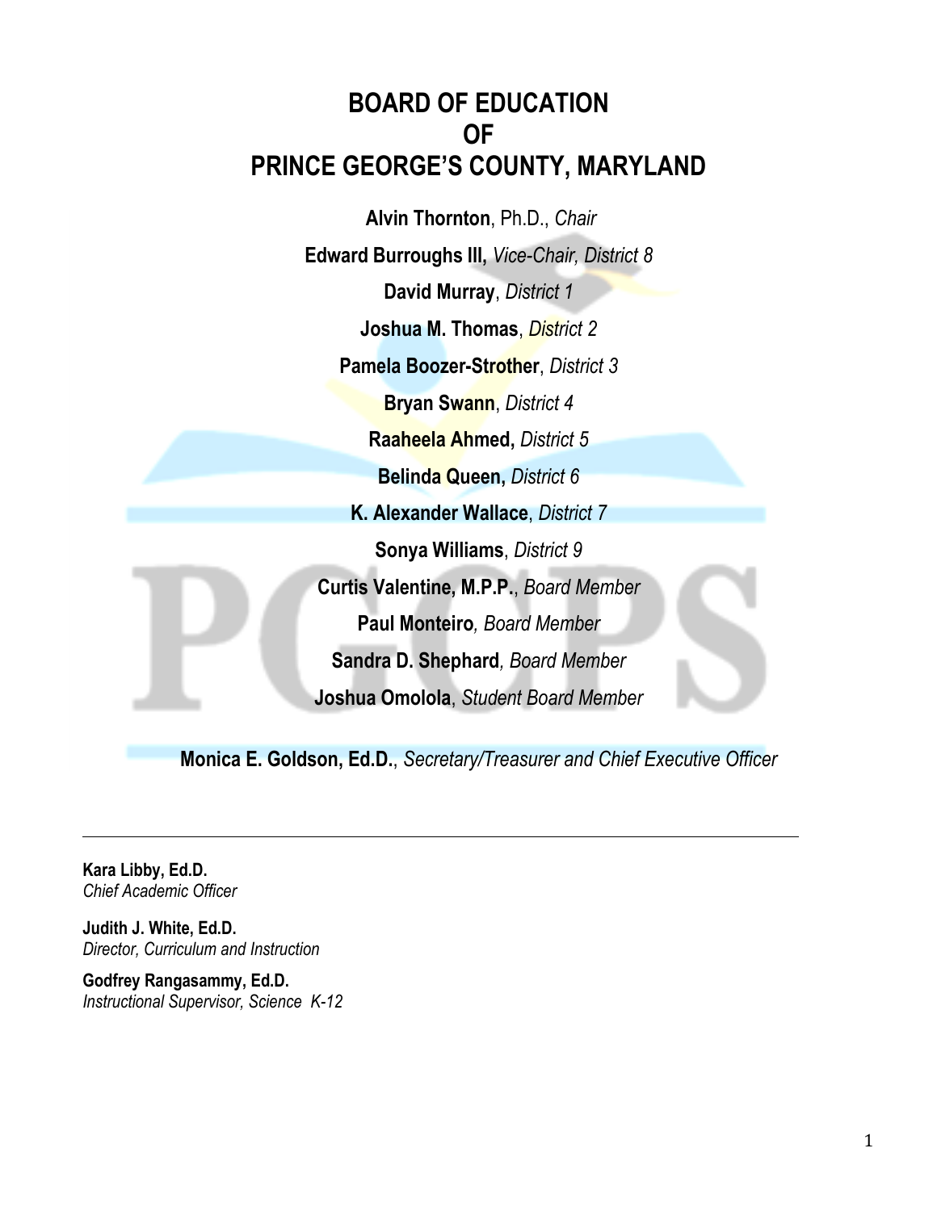# BOARD OF EDUCATION OF PRINCE GEORGE'S COUNTY, MARYLAND

**Alvin Thornton**, Ph.D., *Chair*

**Edward Burroughs III,** *Vice-Chair, District 8*

**David Murray**, *District 1*

**Joshua M. Thomas**, *District 2*

**Pamela Boozer-Strother**, *District 3*

**Bryan Swann**, *District 4*

**Raaheela Ahmed,** *District 5*

**Belinda Queen,** *District 6*

**K. Alexander Wallace**, *District 7*

**Sonya Williams**, *District 9*

**Curtis Valentine, M.P.P.**, *Board Member*

**Paul Monteiro***, Board Member*

**Sandra D. Shephard***, Board Member*

**Joshua Omolola**, *Student Board Member*

**Monica E. Goldson, Ed.D.**, *Secretary/Treasurer and Chief Executive Officer*

---

**Kara Libby, Ed.D.**
*Chief Academic Officer*

**Judith J. White, Ed.D.**
*Director, Curriculum and Instruction*

**Godfrey Rangasammy, Ed.D.**
*Instructional Supervisor, Science K-12*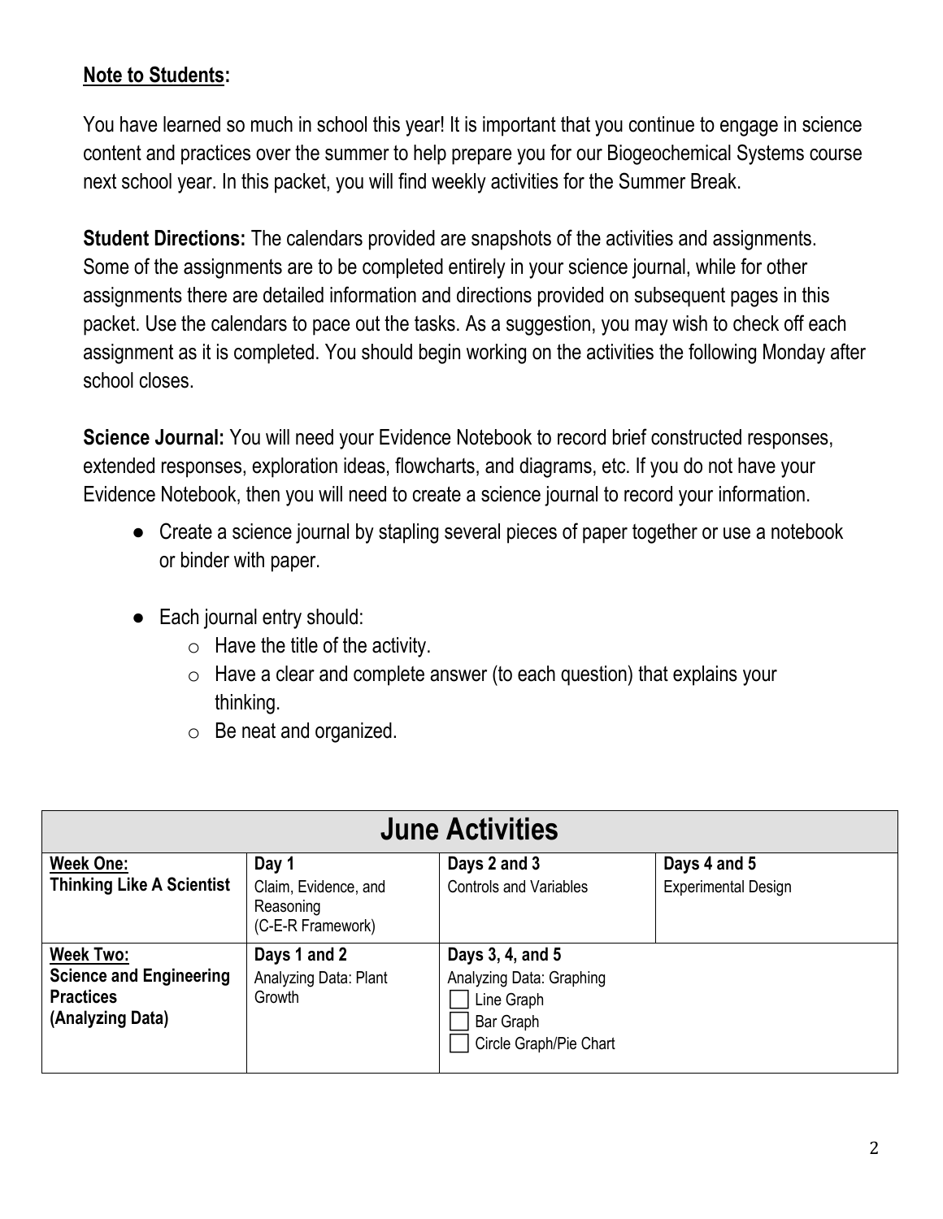**Note to Students:**

You have learned so much in school this year! It is important that you continue to engage in science content and practices over the summer to help prepare you for our Biogeochemical Systems course next school year. In this packet, you will find weekly activities for the Summer Break.

**Student Directions:** The calendars provided are snapshots of the activities and assignments. Some of the assignments are to be completed entirely in your science journal, while for other assignments there are detailed information and directions provided on subsequent pages in this packet. Use the calendars to pace out the tasks. As a suggestion, you may wish to check off each assignment as it is completed. You should begin working on the activities the following Monday after school closes.

**Science Journal:** You will need your Evidence Notebook to record brief constructed responses, extended responses, exploration ideas, flowcharts, and diagrams, etc. If you do not have your Evidence Notebook, then you will need to create a science journal to record your information.

- Create a science journal by stapling several pieces of paper together or use a notebook or binder with paper.
- Each journal entry should:
  - Have the title of the activity.
  - Have a clear and complete answer (to each question) that explains your thinking.
  - Be neat and organized.

| June Activities | | | |
|---|---|---|---|
| **Week One:** **Thinking Like A Scientist** | **Day 1** Claim, Evidence, and Reasoning (C-E-R Framework) | **Days 2 and 3** Controls and Variables | **Days 4 and 5** Experimental Design |
| **Week Two:** **Science and Engineering Practices (Analyzing Data)** | **Days 1 and 2** Analyzing Data: Plant Growth | **Days 3, 4, and 5** Analyzing Data: Graphing ☐ Line Graph ☐ Bar Graph ☐ Circle Graph/Pie Chart | |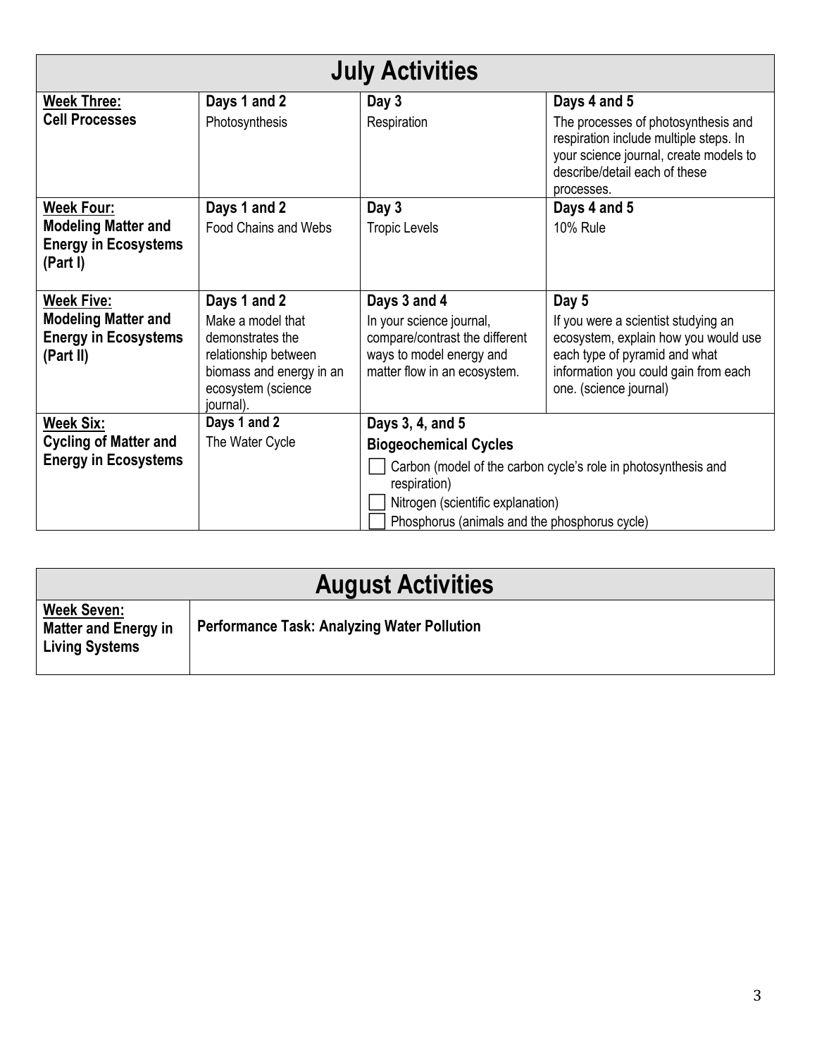## July Activities

| | | | |
|---|---|---|---|
| **Week Three:** **Cell Processes** | **Days 1 and 2** Photosynthesis | **Day 3** Respiration | **Days 4 and 5** The processes of photosynthesis and respiration include multiple steps. In your science journal, create models to describe/detail each of these processes. |
| **Week Four:** **Modeling Matter and Energy in Ecosystems (Part I)** | **Days 1 and 2** Food Chains and Webs | **Day 3** Tropic Levels | **Days 4 and 5** 10% Rule |
| **Week Five:** **Modeling Matter and Energy in Ecosystems (Part II)** | **Days 1 and 2** Make a model that demonstrates the relationship between biomass and energy in an ecosystem (science journal). | **Days 3 and 4** In your science journal, compare/contrast the different ways to model energy and matter flow in an ecosystem. | **Day 5** If you were a scientist studying an ecosystem, explain how you would use each type of pyramid and what information you could gain from each one. (science journal) |
| **Week Six:** **Cycling of Matter and Energy in Ecosystems** | **Days 1 and 2** The Water Cycle | **Days 3, 4, and 5** **Biogeochemical Cycles** ☐ Carbon (model of the carbon cycle's role in photosynthesis and respiration) ☐ Nitrogen (scientific explanation) ☐ Phosphorus (animals and the phosphorus cycle) | |

## August Activities

| | |
|---|---|
| **Week Seven:** **Matter and Energy in Living Systems** | **Performance Task: Analyzing Water Pollution** |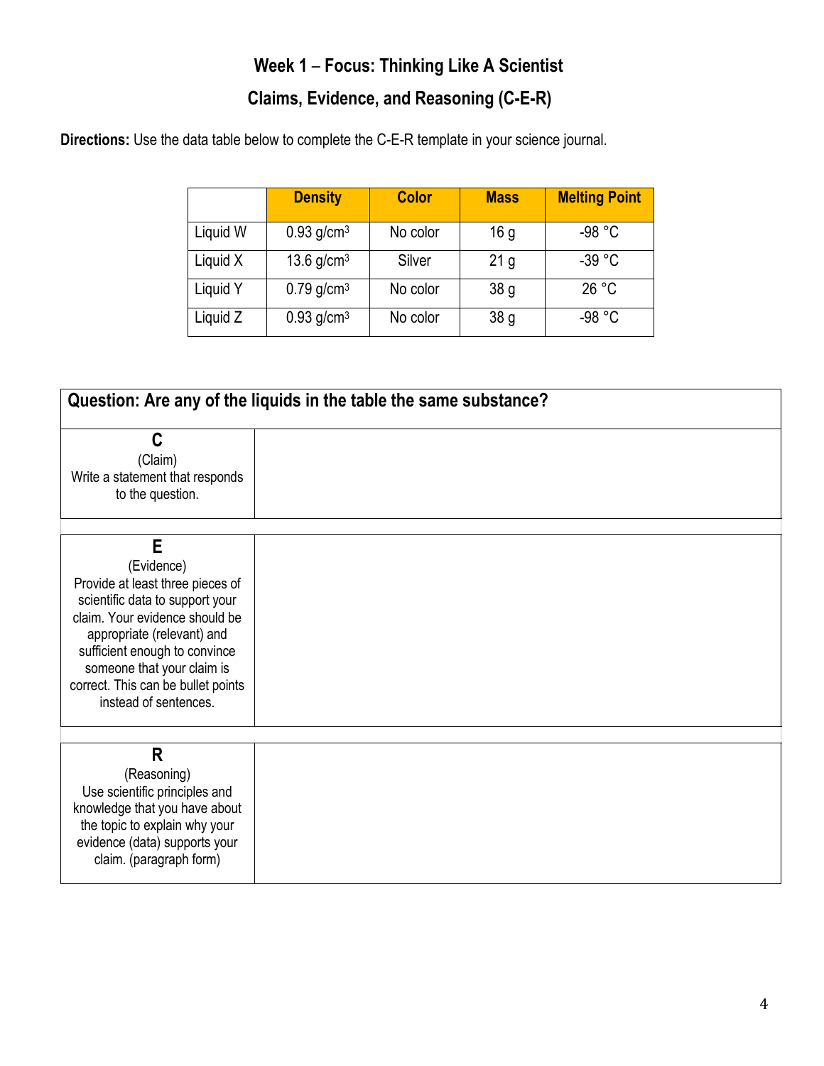# Week 1 – Focus: Thinking Like A Scientist

## Claims, Evidence, and Reasoning (C-E-R)

**Directions:** Use the data table below to complete the C-E-R template in your science journal.

| | Density | Color | Mass | Melting Point |
|---|---|---|---|---|
| Liquid W | 0.93 $g/cm^3$ | No color | 16 g | -98 °C |
| Liquid X | 13.6 $g/cm^3$ | Silver | 21 g | -39 °C |
| Liquid Y | 0.79 $g/cm^3$ | No color | 38 g | 26 °C |
| Liquid Z | 0.93 $g/cm^3$ | No color | 38 g | -98 °C |

| **Question: Are any of the liquids in the table the same substance?** | |
|---|---|
| **C**<br>(Claim)<br>Write a statement that responds to the question. | |
| **E**<br>(Evidence)<br>Provide at least three pieces of scientific data to support your claim. Your evidence should be appropriate (relevant) and sufficient enough to convince someone that your claim is correct. This can be bullet points instead of sentences. | |
| **R**<br>(Reasoning)<br>Use scientific principles and knowledge that you have about the topic to explain why your evidence (data) supports your claim. (paragraph form) | |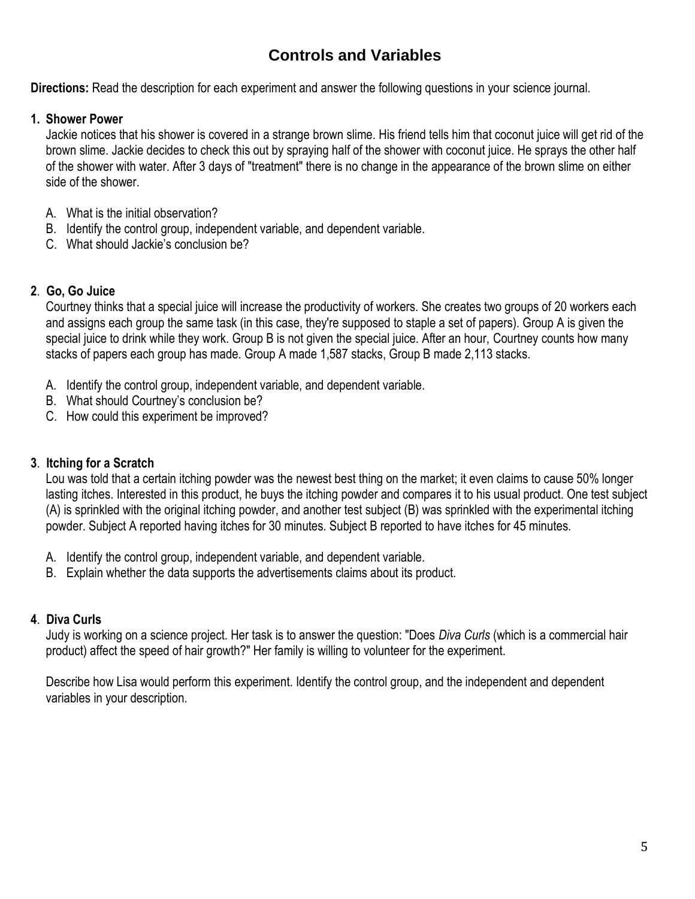# Controls and Variables

**Directions:** Read the description for each experiment and answer the following questions in your science journal.

**1. Shower Power**

Jackie notices that his shower is covered in a strange brown slime. His friend tells him that coconut juice will get rid of the brown slime. Jackie decides to check this out by spraying half of the shower with coconut juice. He sprays the other half of the shower with water. After 3 days of "treatment" there is no change in the appearance of the brown slime on either side of the shower.

A. What is the initial observation?
B. Identify the control group, independent variable, and dependent variable.
C. What should Jackie's conclusion be?

**2. Go, Go Juice**

Courtney thinks that a special juice will increase the productivity of workers. She creates two groups of 20 workers each and assigns each group the same task (in this case, they're supposed to staple a set of papers). Group A is given the special juice to drink while they work. Group B is not given the special juice. After an hour, Courtney counts how many stacks of papers each group has made. Group A made 1,587 stacks, Group B made 2,113 stacks.

A. Identify the control group, independent variable, and dependent variable.
B. What should Courtney's conclusion be?
C. How could this experiment be improved?

**3. Itching for a Scratch**

Lou was told that a certain itching powder was the newest best thing on the market; it even claims to cause 50% longer lasting itches. Interested in this product, he buys the itching powder and compares it to his usual product. One test subject (A) is sprinkled with the original itching powder, and another test subject (B) was sprinkled with the experimental itching powder. Subject A reported having itches for 30 minutes. Subject B reported to have itches for 45 minutes.

A. Identify the control group, independent variable, and dependent variable.
B. Explain whether the data supports the advertisements claims about its product.

**4. Diva Curls**

Judy is working on a science project. Her task is to answer the question: "Does *Diva Curls* (which is a commercial hair product) affect the speed of hair growth?" Her family is willing to volunteer for the experiment.

Describe how Lisa would perform this experiment. Identify the control group, and the independent and dependent variables in your description.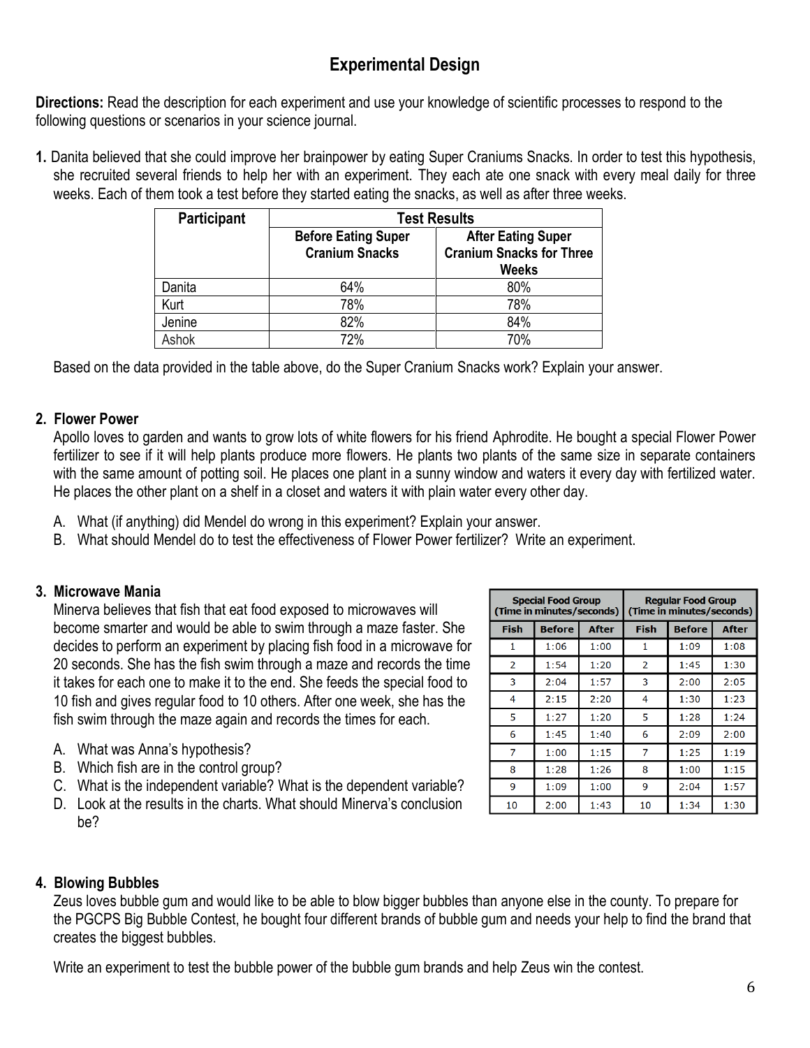# Experimental Design

**Directions:** Read the description for each experiment and use your knowledge of scientific processes to respond to the following questions or scenarios in your science journal.

**1.** Danita believed that she could improve her brainpower by eating Super Craniums Snacks. In order to test this hypothesis, she recruited several friends to help her with an experiment. They each ate one snack with every meal daily for three weeks. Each of them took a test before they started eating the snacks, as well as after three weeks.

| Participant | Test Results | |
|---|---|---|
| | Before Eating Super Cranium Snacks | After Eating Super Cranium Snacks for Three Weeks |
| Danita | 64% | 80% |
| Kurt | 78% | 78% |
| Jenine | 82% | 84% |
| Ashok | 72% | 70% |

Based on the data provided in the table above, do the Super Cranium Snacks work? Explain your answer.

**2. Flower Power**

Apollo loves to garden and wants to grow lots of white flowers for his friend Aphrodite. He bought a special Flower Power fertilizer to see if it will help plants produce more flowers. He plants two plants of the same size in separate containers with the same amount of potting soil. He places one plant in a sunny window and waters it every day with fertilized water. He places the other plant on a shelf in a closet and waters it with plain water every other day.

A. What (if anything) did Mendel do wrong in this experiment? Explain your answer.
B. What should Mendel do to test the effectiveness of Flower Power fertilizer? Write an experiment.

**3. Microwave Mania**

Minerva believes that fish that eat food exposed to microwaves will become smarter and would be able to swim through a maze faster. She decides to perform an experiment by placing fish food in a microwave for 20 seconds. She has the fish swim through a maze and records the time it takes for each one to make it to the end. She feeds the special food to 10 fish and gives regular food to 10 others. After one week, she has the fish swim through the maze again and records the times for each.

A. What was Anna's hypothesis?
B. Which fish are in the control group?
C. What is the independent variable? What is the dependent variable?
D. Look at the results in the charts. What should Minerva's conclusion be?

| Special Food Group (Time in minutes/seconds) | | | Regular Food Group (Time in minutes/seconds) | | |
|---|---|---|---|---|---|
| Fish | Before | After | Fish | Before | After |
| 1 | 1:06 | 1:00 | 1 | 1:09 | 1:08 |
| 2 | 1:54 | 1:20 | 2 | 1:45 | 1:30 |
| 3 | 2:04 | 1:57 | 3 | 2:00 | 2:05 |
| 4 | 2:15 | 2:20 | 4 | 1:30 | 1:23 |
| 5 | 1:27 | 1:20 | 5 | 1:28 | 1:24 |
| 6 | 1:45 | 1:40 | 6 | 2:09 | 2:00 |
| 7 | 1:00 | 1:15 | 7 | 1:25 | 1:19 |
| 8 | 1:28 | 1:26 | 8 | 1:00 | 1:15 |
| 9 | 1:09 | 1:00 | 9 | 2:04 | 1:57 |
| 10 | 2:00 | 1:43 | 10 | 1:34 | 1:30 |

**4. Blowing Bubbles**

Zeus loves bubble gum and would like to be able to blow bigger bubbles than anyone else in the county. To prepare for the PGCPS Big Bubble Contest, he bought four different brands of bubble gum and needs your help to find the brand that creates the biggest bubbles.

Write an experiment to test the bubble power of the bubble gum brands and help Zeus win the contest.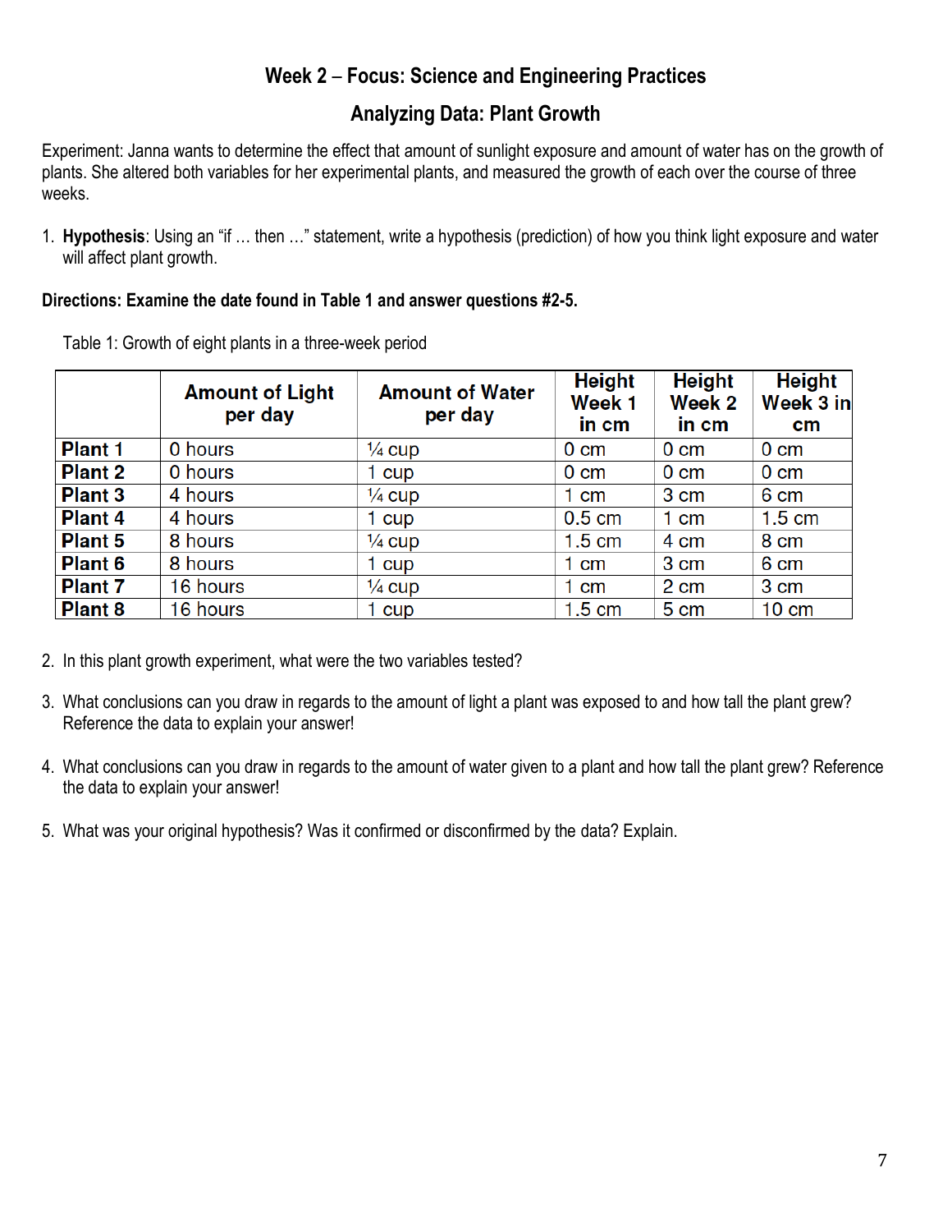# Week 2 – Focus: Science and Engineering Practices

## Analyzing Data: Plant Growth

Experiment: Janna wants to determine the effect that amount of sunlight exposure and amount of water has on the growth of plants. She altered both variables for her experimental plants, and measured the growth of each over the course of three weeks.

1. **Hypothesis**: Using an "if … then …" statement, write a hypothesis (prediction) of how you think light exposure and water will affect plant growth.

**Directions: Examine the date found in Table 1 and answer questions #2-5.**

Table 1: Growth of eight plants in a three-week period

| | Amount of Light per day | Amount of Water per day | Height Week 1 in cm | Height Week 2 in cm | Height Week 3 in cm |
|---|---|---|---|---|---|
| **Plant 1** | 0 hours | ¼ cup | 0 cm | 0 cm | 0 cm |
| **Plant 2** | 0 hours | 1 cup | 0 cm | 0 cm | 0 cm |
| **Plant 3** | 4 hours | ¼ cup | 1 cm | 3 cm | 6 cm |
| **Plant 4** | 4 hours | 1 cup | 0.5 cm | 1 cm | 1.5 cm |
| **Plant 5** | 8 hours | ¼ cup | 1.5 cm | 4 cm | 8 cm |
| **Plant 6** | 8 hours | 1 cup | 1 cm | 3 cm | 6 cm |
| **Plant 7** | 16 hours | ¼ cup | 1 cm | 2 cm | 3 cm |
| **Plant 8** | 16 hours | 1 cup | 1.5 cm | 5 cm | 10 cm |

2. In this plant growth experiment, what were the two variables tested?

3. What conclusions can you draw in regards to the amount of light a plant was exposed to and how tall the plant grew? Reference the data to explain your answer!

4. What conclusions can you draw in regards to the amount of water given to a plant and how tall the plant grew? Reference the data to explain your answer!

5. What was your original hypothesis? Was it confirmed or disconfirmed by the data? Explain.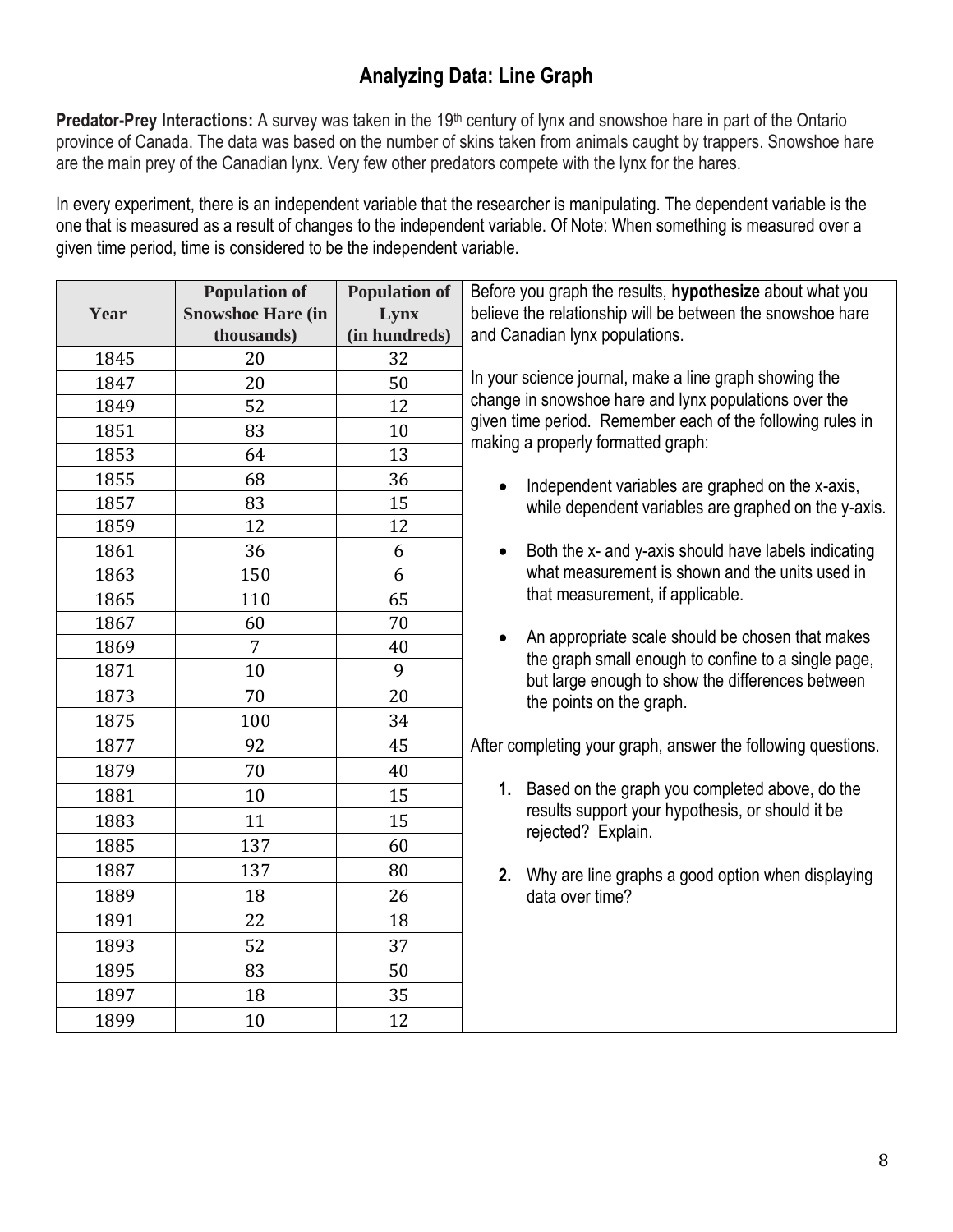# Analyzing Data: Line Graph

**Predator-Prey Interactions:** A survey was taken in the 19th century of lynx and snowshoe hare in part of the Ontario province of Canada. The data was based on the number of skins taken from animals caught by trappers. Snowshoe hare are the main prey of the Canadian lynx. Very few other predators compete with the lynx for the hares.

In every experiment, there is an independent variable that the researcher is manipulating. The dependent variable is the one that is measured as a result of changes to the independent variable. Of Note: When something is measured over a given time period, time is considered to be the independent variable.

| Year | Population of Snowshoe Hare (in thousands) | Population of Lynx (in hundreds) |
|---|---|---|
| 1845 | 20 | 32 |
| 1847 | 20 | 50 |
| 1849 | 52 | 12 |
| 1851 | 83 | 10 |
| 1853 | 64 | 13 |
| 1855 | 68 | 36 |
| 1857 | 83 | 15 |
| 1859 | 12 | 12 |
| 1861 | 36 | 6 |
| 1863 | 150 | 6 |
| 1865 | 110 | 65 |
| 1867 | 60 | 70 |
| 1869 | 7 | 40 |
| 1871 | 10 | 9 |
| 1873 | 70 | 20 |
| 1875 | 100 | 34 |
| 1877 | 92 | 45 |
| 1879 | 70 | 40 |
| 1881 | 10 | 15 |
| 1883 | 11 | 15 |
| 1885 | 137 | 60 |
| 1887 | 137 | 80 |
| 1889 | 18 | 26 |
| 1891 | 22 | 18 |
| 1893 | 52 | 37 |
| 1895 | 83 | 50 |
| 1897 | 18 | 35 |
| 1899 | 10 | 12 |

Before you graph the results, **hypothesize** about what you believe the relationship will be between the snowshoe hare and Canadian lynx populations.

In your science journal, make a line graph showing the change in snowshoe hare and lynx populations over the given time period. Remember each of the following rules in making a properly formatted graph:

- Independent variables are graphed on the x-axis, while dependent variables are graphed on the y-axis.
- Both the x- and y-axis should have labels indicating what measurement is shown and the units used in that measurement, if applicable.
- An appropriate scale should be chosen that makes the graph small enough to confine to a single page, but large enough to show the differences between the points on the graph.

After completing your graph, answer the following questions.

1. Based on the graph you completed above, do the results support your hypothesis, or should it be rejected? Explain.
2. Why are line graphs a good option when displaying data over time?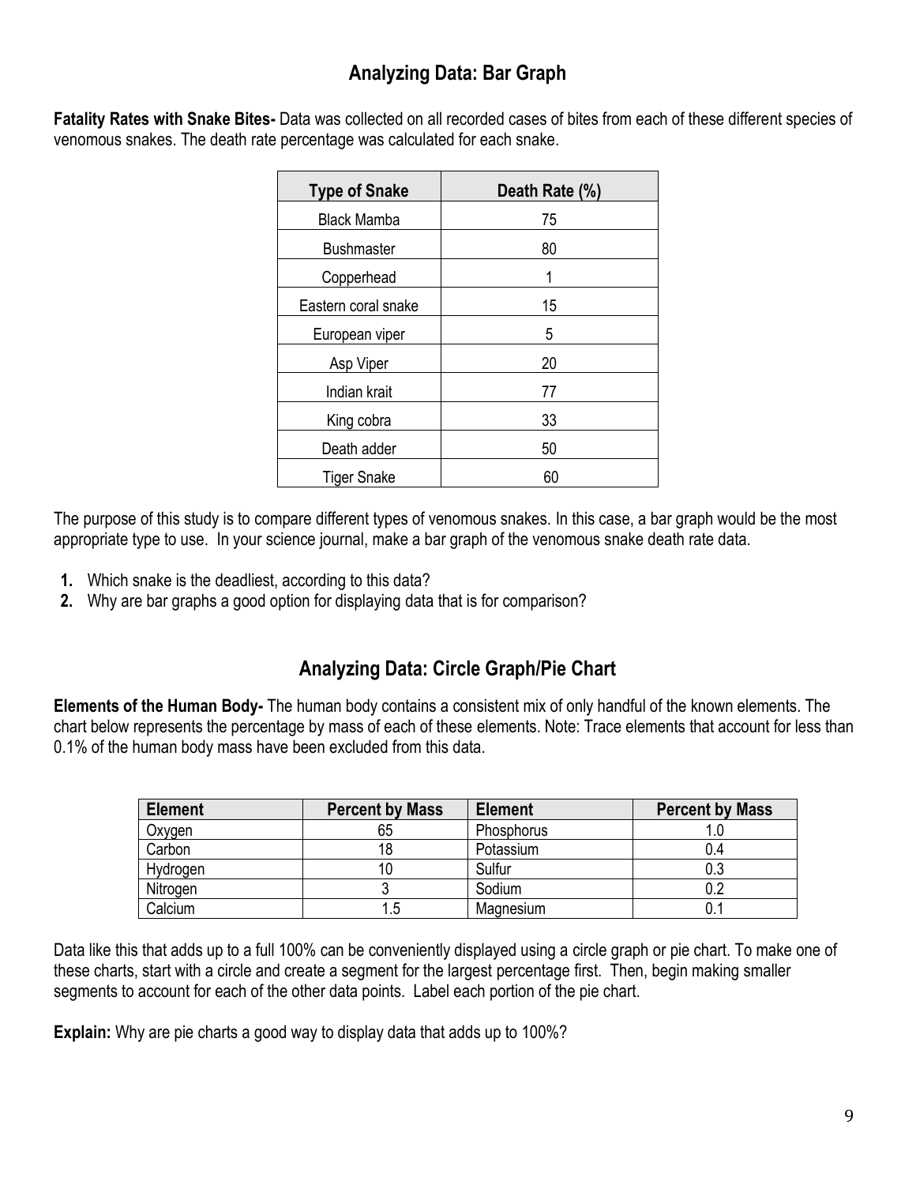## Analyzing Data: Bar Graph

**Fatality Rates with Snake Bites-** Data was collected on all recorded cases of bites from each of these different species of venomous snakes. The death rate percentage was calculated for each snake.

| Type of Snake | Death Rate (%) |
|---|---|
| Black Mamba | 75 |
| Bushmaster | 80 |
| Copperhead | 1 |
| Eastern coral snake | 15 |
| European viper | 5 |
| Asp Viper | 20 |
| Indian krait | 77 |
| King cobra | 33 |
| Death adder | 50 |
| Tiger Snake | 60 |

The purpose of this study is to compare different types of venomous snakes. In this case, a bar graph would be the most appropriate type to use. In your science journal, make a bar graph of the venomous snake death rate data.

1. Which snake is the deadliest, according to this data?
2. Why are bar graphs a good option for displaying data that is for comparison?

## Analyzing Data: Circle Graph/Pie Chart

**Elements of the Human Body-** The human body contains a consistent mix of only handful of the known elements. The chart below represents the percentage by mass of each of these elements. Note: Trace elements that account for less than 0.1% of the human body mass have been excluded from this data.

| Element | Percent by Mass | Element | Percent by Mass |
|---|---|---|---|
| Oxygen | 65 | Phosphorus | 1.0 |
| Carbon | 18 | Potassium | 0.4 |
| Hydrogen | 10 | Sulfur | 0.3 |
| Nitrogen | 3 | Sodium | 0.2 |
| Calcium | 1.5 | Magnesium | 0.1 |

Data like this that adds up to a full 100% can be conveniently displayed using a circle graph or pie chart. To make one of these charts, start with a circle and create a segment for the largest percentage first. Then, begin making smaller segments to account for each of the other data points. Label each portion of the pie chart.

**Explain:** Why are pie charts a good way to display data that adds up to 100%?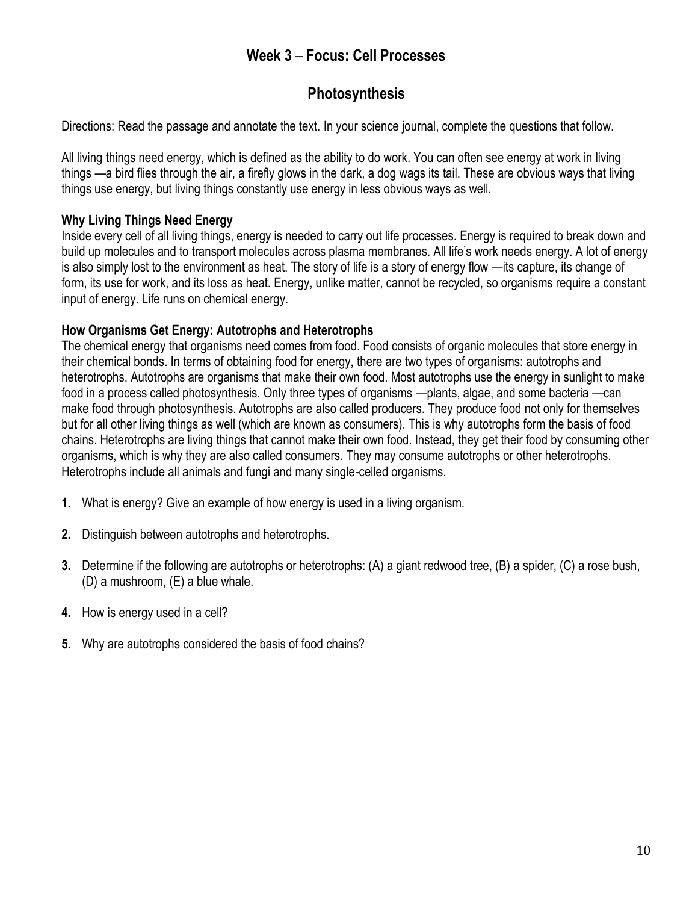# Week 3 – Focus: Cell Processes

## Photosynthesis

Directions: Read the passage and annotate the text. In your science journal, complete the questions that follow.

All living things need energy, which is defined as the ability to do work. You can often see energy at work in living things —a bird flies through the air, a firefly glows in the dark, a dog wags its tail. These are obvious ways that living things use energy, but living things constantly use energy in less obvious ways as well.

**Why Living Things Need Energy**

Inside every cell of all living things, energy is needed to carry out life processes. Energy is required to break down and build up molecules and to transport molecules across plasma membranes. All life's work needs energy. A lot of energy is also simply lost to the environment as heat. The story of life is a story of energy flow —its capture, its change of form, its use for work, and its loss as heat. Energy, unlike matter, cannot be recycled, so organisms require a constant input of energy. Life runs on chemical energy.

**How Organisms Get Energy: Autotrophs and Heterotrophs**

The chemical energy that organisms need comes from food. Food consists of organic molecules that store energy in their chemical bonds. In terms of obtaining food for energy, there are two types of organisms: autotrophs and heterotrophs. Autotrophs are organisms that make their own food. Most autotrophs use the energy in sunlight to make food in a process called photosynthesis. Only three types of organisms —plants, algae, and some bacteria —can make food through photosynthesis. Autotrophs are also called producers. They produce food not only for themselves but for all other living things as well (which are known as consumers). This is why autotrophs form the basis of food chains. Heterotrophs are living things that cannot make their own food. Instead, they get their food by consuming other organisms, which is why they are also called consumers. They may consume autotrophs or other heterotrophs. Heterotrophs include all animals and fungi and many single-celled organisms.

1. What is energy? Give an example of how energy is used in a living organism.
2. Distinguish between autotrophs and heterotrophs.
3. Determine if the following are autotrophs or heterotrophs: (A) a giant redwood tree, (B) a spider, (C) a rose bush, (D) a mushroom, (E) a blue whale.
4. How is energy used in a cell?
5. Why are autotrophs considered the basis of food chains?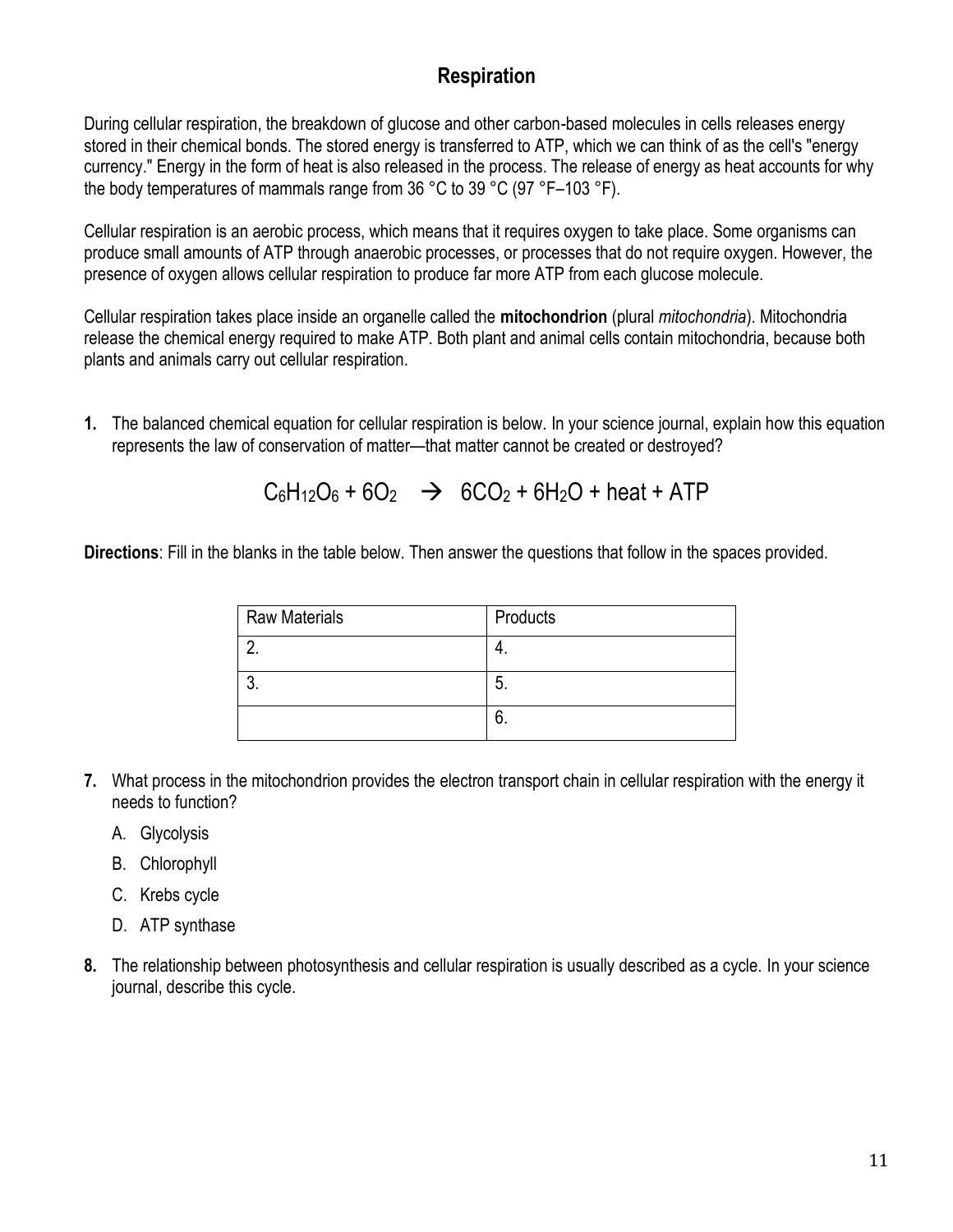## Respiration

During cellular respiration, the breakdown of glucose and other carbon-based molecules in cells releases energy stored in their chemical bonds. The stored energy is transferred to ATP, which we can think of as the cell's "energy currency." Energy in the form of heat is also released in the process. The release of energy as heat accounts for why the body temperatures of mammals range from 36 °C to 39 °C (97 °F–103 °F).

Cellular respiration is an aerobic process, which means that it requires oxygen to take place. Some organisms can produce small amounts of ATP through anaerobic processes, or processes that do not require oxygen. However, the presence of oxygen allows cellular respiration to produce far more ATP from each glucose molecule.

Cellular respiration takes place inside an organelle called the **mitochondrion** (plural *mitochondria*). Mitochondria release the chemical energy required to make ATP. Both plant and animal cells contain mitochondria, because both plants and animals carry out cellular respiration.

**1.** The balanced chemical equation for cellular respiration is below. In your science journal, explain how this equation represents the law of conservation of matter—that matter cannot be created or destroyed?

$$C_6H_{12}O_6 + 6O_2 \rightarrow 6CO_2 + 6H_2O + \text{heat} + \text{ATP}$$

**Directions**: Fill in the blanks in the table below. Then answer the questions that follow in the spaces provided.

| Raw Materials | Products |
|---|---|
| 2. | 4. |
| 3. | 5. |
| | 6. |

**7.** What process in the mitochondrion provides the electron transport chain in cellular respiration with the energy it needs to function?

A. Glycolysis

B. Chlorophyll

C. Krebs cycle

D. ATP synthase

**8.** The relationship between photosynthesis and cellular respiration is usually described as a cycle. In your science journal, describe this cycle.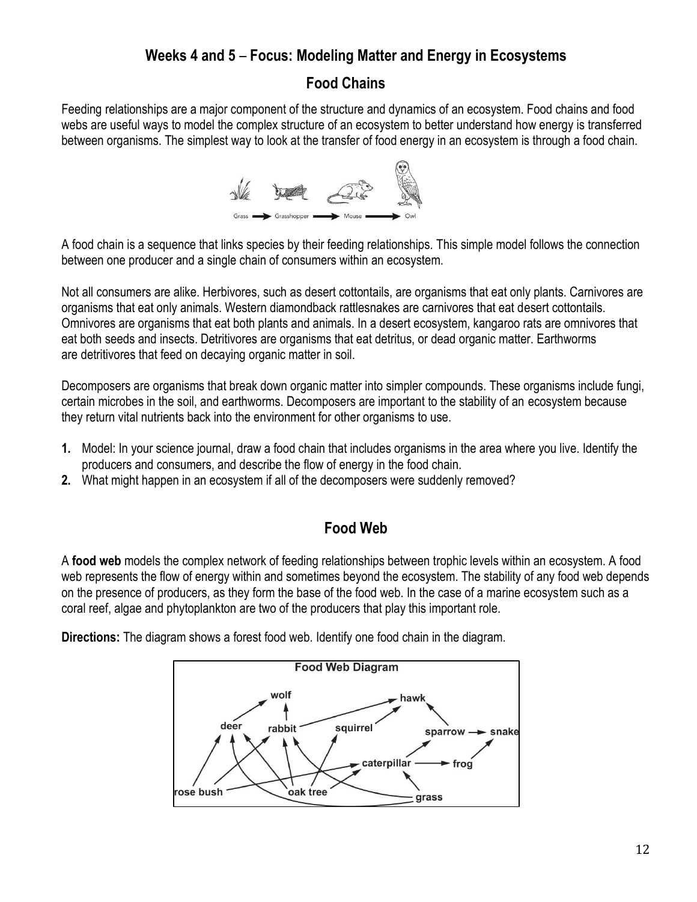## Weeks 4 and 5 – Focus: Modeling Matter and Energy in Ecosystems

## Food Chains

Feeding relationships are a major component of the structure and dynamics of an ecosystem. Food chains and food webs are useful ways to model the complex structure of an ecosystem to better understand how energy is transferred between organisms. The simplest way to look at the transfer of food energy in an ecosystem is through a food chain.

A food chain is a sequence that links species by their feeding relationships. This simple model follows the connection between one producer and a single chain of consumers within an ecosystem.

Not all consumers are alike. Herbivores, such as desert cottontails, are organisms that eat only plants. Carnivores are organisms that eat only animals. Western diamondback rattlesnakes are carnivores that eat desert cottontails. Omnivores are organisms that eat both plants and animals. In a desert ecosystem, kangaroo rats are omnivores that eat both seeds and insects. Detritivores are organisms that eat detritus, or dead organic matter. Earthworms are detritivores that feed on decaying organic matter in soil.

Decomposers are organisms that break down organic matter into simpler compounds. These organisms include fungi, certain microbes in the soil, and earthworms. Decomposers are important to the stability of an ecosystem because they return vital nutrients back into the environment for other organisms to use.

1. Model: In your science journal, draw a food chain that includes organisms in the area where you live. Identify the producers and consumers, and describe the flow of energy in the food chain.
2. What might happen in an ecosystem if all of the decomposers were suddenly removed?

## Food Web

A **food web** models the complex network of feeding relationships between trophic levels within an ecosystem. A food web represents the flow of energy within and sometimes beyond the ecosystem. The stability of any food web depends on the presence of producers, as they form the base of the food web. In the case of a marine ecosystem such as a coral reef, algae and phytoplankton are two of the producers that play this important role.

**Directions:** The diagram shows a forest food web. Identify one food chain in the diagram.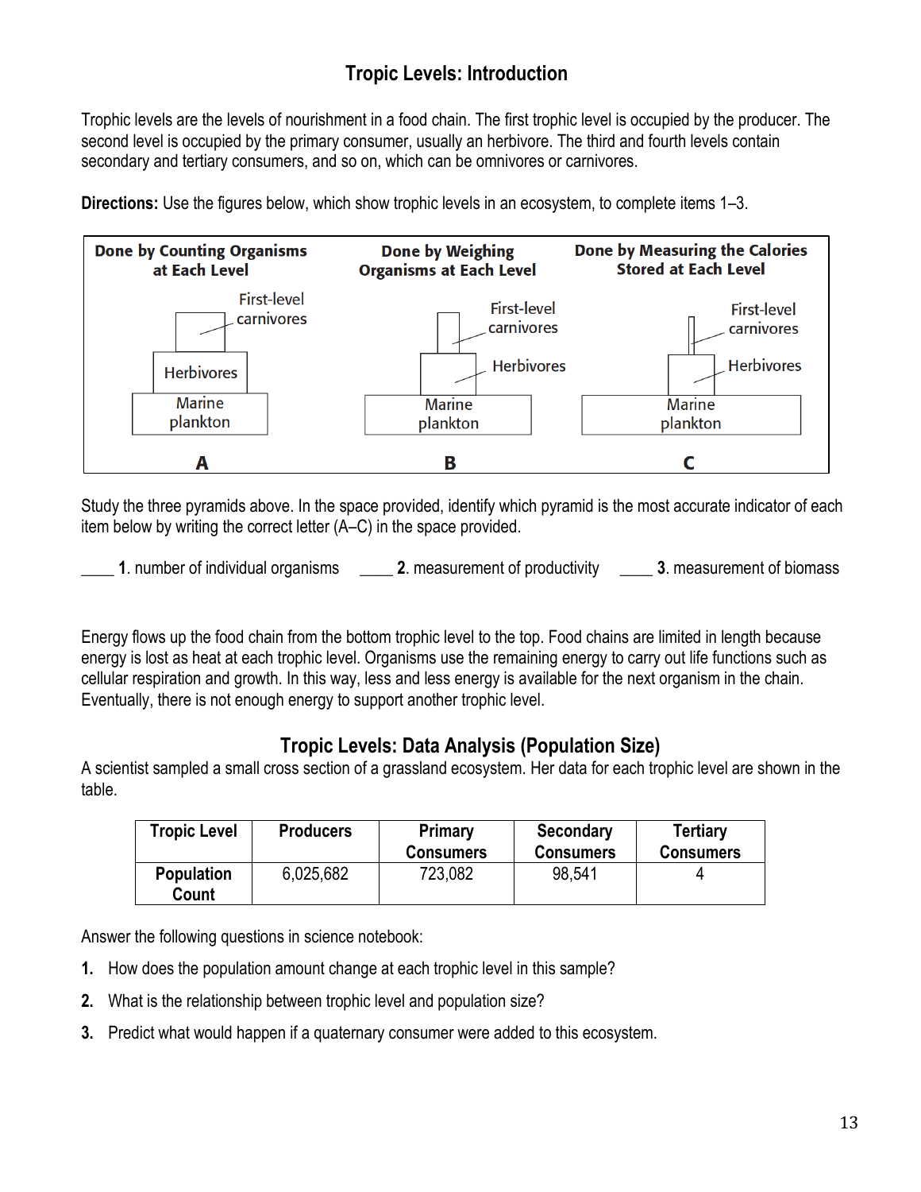# Tropic Levels: Introduction

Trophic levels are the levels of nourishment in a food chain. The first trophic level is occupied by the producer. The second level is occupied by the primary consumer, usually an herbivore. The third and fourth levels contain secondary and tertiary consumers, and so on, which can be omnivores or carnivores.

**Directions:** Use the figures below, which show trophic levels in an ecosystem, to complete items 1–3.

| Done by Counting Organisms at Each Level | Done by Weighing Organisms at Each Level | Done by Measuring the Calories Stored at Each Level |
|---|---|---|
| First-level carnivores | First-level carnivores | First-level carnivores |
| Herbivores | Herbivores | Herbivores |
| Marine plankton | Marine plankton | Marine plankton |
| **A** | **B** | **C** |

Study the three pyramids above. In the space provided, identify which pyramid is the most accurate indicator of each item below by writing the correct letter (A–C) in the space provided.

____ **1**. number of individual organisms ____ **2**. measurement of productivity ____ **3**. measurement of biomass

Energy flows up the food chain from the bottom trophic level to the top. Food chains are limited in length because energy is lost as heat at each trophic level. Organisms use the remaining energy to carry out life functions such as cellular respiration and growth. In this way, less and less energy is available for the next organism in the chain. Eventually, there is not enough energy to support another trophic level.

## Tropic Levels: Data Analysis (Population Size)

A scientist sampled a small cross section of a grassland ecosystem. Her data for each trophic level are shown in the table.

| Tropic Level | Producers | Primary Consumers | Secondary Consumers | Tertiary Consumers |
|---|---|---|---|---|
| Population Count | 6,025,682 | 723,082 | 98,541 | 4 |

Answer the following questions in science notebook:

1. How does the population amount change at each trophic level in this sample?
2. What is the relationship between trophic level and population size?
3. Predict what would happen if a quaternary consumer were added to this ecosystem.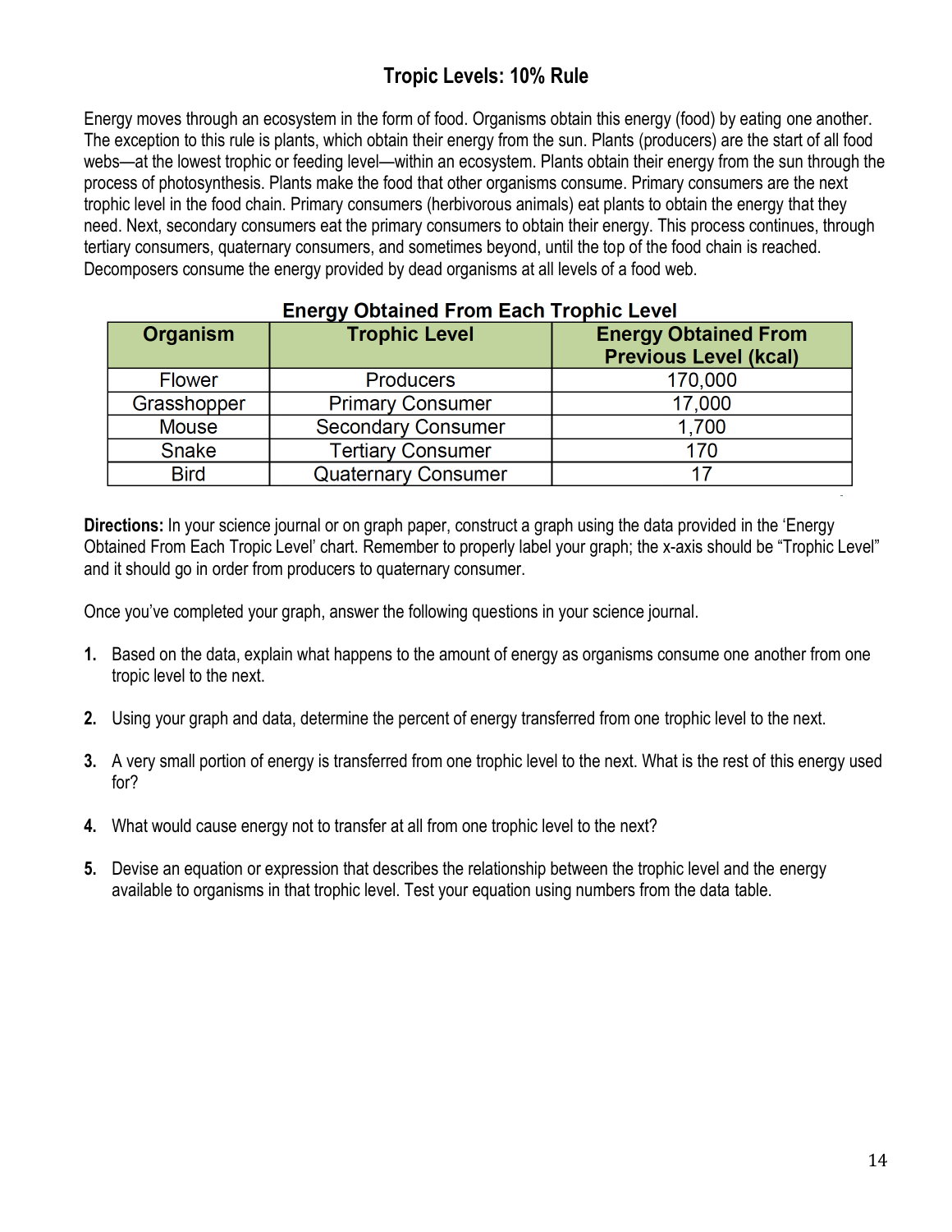# Tropic Levels: 10% Rule

Energy moves through an ecosystem in the form of food. Organisms obtain this energy (food) by eating one another. The exception to this rule is plants, which obtain their energy from the sun. Plants (producers) are the start of all food webs—at the lowest trophic or feeding level—within an ecosystem. Plants obtain their energy from the sun through the process of photosynthesis. Plants make the food that other organisms consume. Primary consumers are the next trophic level in the food chain. Primary consumers (herbivorous animals) eat plants to obtain the energy that they need. Next, secondary consumers eat the primary consumers to obtain their energy. This process continues, through tertiary consumers, quaternary consumers, and sometimes beyond, until the top of the food chain is reached. Decomposers consume the energy provided by dead organisms at all levels of a food web.

**Energy Obtained From Each Trophic Level**

| Organism | Trophic Level | Energy Obtained From Previous Level (kcal) |
|---|---|---|
| Flower | Producers | 170,000 |
| Grasshopper | Primary Consumer | 17,000 |
| Mouse | Secondary Consumer | 1,700 |
| Snake | Tertiary Consumer | 170 |
| Bird | Quaternary Consumer | 17 |

**Directions:** In your science journal or on graph paper, construct a graph using the data provided in the 'Energy Obtained From Each Tropic Level' chart. Remember to properly label your graph; the x-axis should be "Trophic Level" and it should go in order from producers to quaternary consumer.

Once you've completed your graph, answer the following questions in your science journal.

1. Based on the data, explain what happens to the amount of energy as organisms consume one another from one tropic level to the next.
2. Using your graph and data, determine the percent of energy transferred from one trophic level to the next.
3. A very small portion of energy is transferred from one trophic level to the next. What is the rest of this energy used for?
4. What would cause energy not to transfer at all from one trophic level to the next?
5. Devise an equation or expression that describes the relationship between the trophic level and the energy available to organisms in that trophic level. Test your equation using numbers from the data table.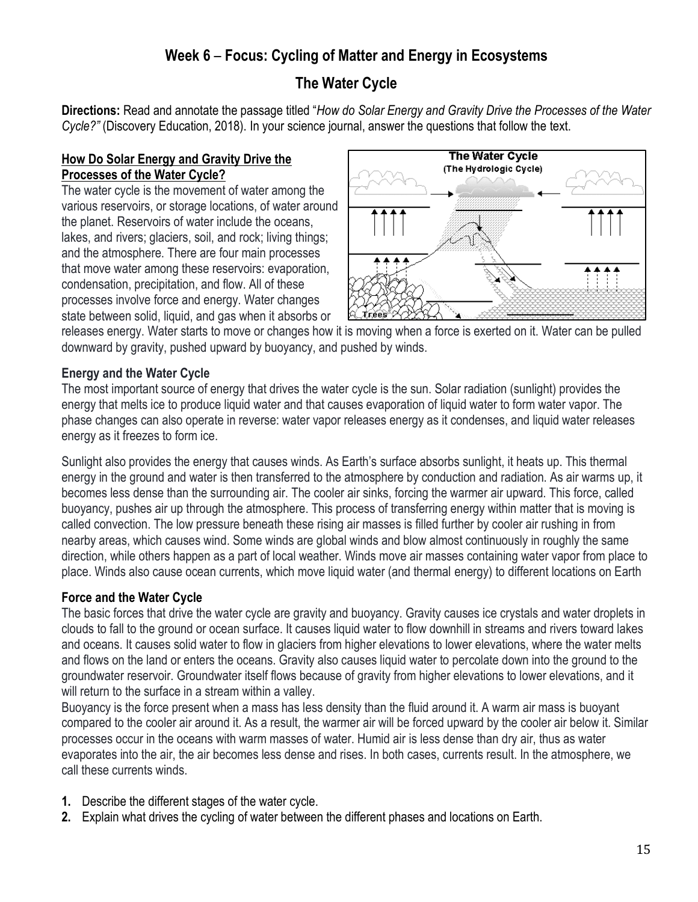# Week 6 – Focus: Cycling of Matter and Energy in Ecosystems

## The Water Cycle

**Directions:** Read and annotate the passage titled "*How do Solar Energy and Gravity Drive the Processes of the Water Cycle?*" (Discovery Education, 2018). In your science journal, answer the questions that follow the text.

### How Do Solar Energy and Gravity Drive the Processes of the Water Cycle?

The water cycle is the movement of water among the various reservoirs, or storage locations, of water around the planet. Reservoirs of water include the oceans, lakes, and rivers; glaciers, soil, and rock; living things; and the atmosphere. There are four main processes that move water among these reservoirs: evaporation, condensation, precipitation, and flow. All of these processes involve force and energy. Water changes state between solid, liquid, and gas when it absorbs or releases energy. Water starts to move or changes how it is moving when a force is exerted on it. Water can be pulled downward by gravity, pushed upward by buoyancy, and pushed by winds.

**The Water Cycle (The Hydrologic Cycle)**

Trees

### Energy and the Water Cycle

The most important source of energy that drives the water cycle is the sun. Solar radiation (sunlight) provides the energy that melts ice to produce liquid water and that causes evaporation of liquid water to form water vapor. The phase changes can also operate in reverse: water vapor releases energy as it condenses, and liquid water releases energy as it freezes to form ice.

Sunlight also provides the energy that causes winds. As Earth's surface absorbs sunlight, it heats up. This thermal energy in the ground and water is then transferred to the atmosphere by conduction and radiation. As air warms up, it becomes less dense than the surrounding air. The cooler air sinks, forcing the warmer air upward. This force, called buoyancy, pushes air up through the atmosphere. This process of transferring energy within matter that is moving is called convection. The low pressure beneath these rising air masses is filled further by cooler air rushing in from nearby areas, which causes wind. Some winds are global winds and blow almost continuously in roughly the same direction, while others happen as a part of local weather. Winds move air masses containing water vapor from place to place. Winds also cause ocean currents, which move liquid water (and thermal energy) to different locations on Earth

### Force and the Water Cycle

The basic forces that drive the water cycle are gravity and buoyancy. Gravity causes ice crystals and water droplets in clouds to fall to the ground or ocean surface. It causes liquid water to flow downhill in streams and rivers toward lakes and oceans. It causes solid water to flow in glaciers from higher elevations to lower elevations, where the water melts and flows on the land or enters the oceans. Gravity also causes liquid water to percolate down into the ground to the groundwater reservoir. Groundwater itself flows because of gravity from higher elevations to lower elevations, and it will return to the surface in a stream within a valley.

Buoyancy is the force present when a mass has less density than the fluid around it. A warm air mass is buoyant compared to the cooler air around it. As a result, the warmer air will be forced upward by the cooler air below it. Similar processes occur in the oceans with warm masses of water. Humid air is less dense than dry air, thus as water evaporates into the air, the air becomes less dense and rises. In both cases, currents result. In the atmosphere, we call these currents winds.

1. Describe the different stages of the water cycle.
2. Explain what drives the cycling of water between the different phases and locations on Earth.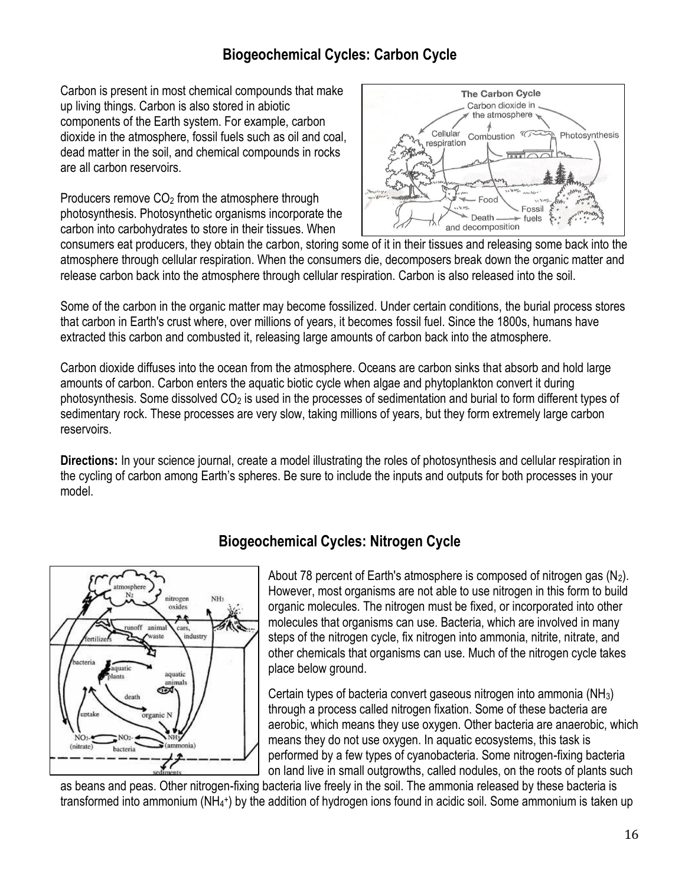## Biogeochemical Cycles: Carbon Cycle

Carbon is present in most chemical compounds that make up living things. Carbon is also stored in abiotic components of the Earth system. For example, carbon dioxide in the atmosphere, fossil fuels such as oil and coal, dead matter in the soil, and chemical compounds in rocks are all carbon reservoirs.

Producers remove $CO_2$ from the atmosphere through photosynthesis. Photosynthetic organisms incorporate the carbon into carbohydrates to store in their tissues. When consumers eat producers, they obtain the carbon, storing some of it in their tissues and releasing some back into the atmosphere through cellular respiration. When the consumers die, decomposers break down the organic matter and release carbon back into the atmosphere through cellular respiration. Carbon is also released into the soil.

Some of the carbon in the organic matter may become fossilized. Under certain conditions, the burial process stores that carbon in Earth's crust where, over millions of years, it becomes fossil fuel. Since the 1800s, humans have extracted this carbon and combusted it, releasing large amounts of carbon back into the atmosphere.

Carbon dioxide diffuses into the ocean from the atmosphere. Oceans are carbon sinks that absorb and hold large amounts of carbon. Carbon enters the aquatic biotic cycle when algae and phytoplankton convert it during photosynthesis. Some dissolved $CO_2$ is used in the processes of sedimentation and burial to form different types of sedimentary rock. These processes are very slow, taking millions of years, but they form extremely large carbon reservoirs.

**Directions:** In your science journal, create a model illustrating the roles of photosynthesis and cellular respiration in the cycling of carbon among Earth's spheres. Be sure to include the inputs and outputs for both processes in your model.

## Biogeochemical Cycles: Nitrogen Cycle

About 78 percent of Earth's atmosphere is composed of nitrogen gas ($N_2$). However, most organisms are not able to use nitrogen in this form to build organic molecules. The nitrogen must be fixed, or incorporated into other molecules that organisms can use. Bacteria, which are involved in many steps of the nitrogen cycle, fix nitrogen into ammonia, nitrite, nitrate, and other chemicals that organisms can use. Much of the nitrogen cycle takes place below ground.

Certain types of bacteria convert gaseous nitrogen into ammonia ($NH_3$) through a process called nitrogen fixation. Some of these bacteria are aerobic, which means they use oxygen. Other bacteria are anaerobic, which means they do not use oxygen. In aquatic ecosystems, this task is performed by a few types of cyanobacteria. Some nitrogen-fixing bacteria on land live in small outgrowths, called nodules, on the roots of plants such as beans and peas. Other nitrogen-fixing bacteria live freely in the soil. The ammonia released by these bacteria is transformed into ammonium ($NH_4^+$) by the addition of hydrogen ions found in acidic soil. Some ammonium is taken up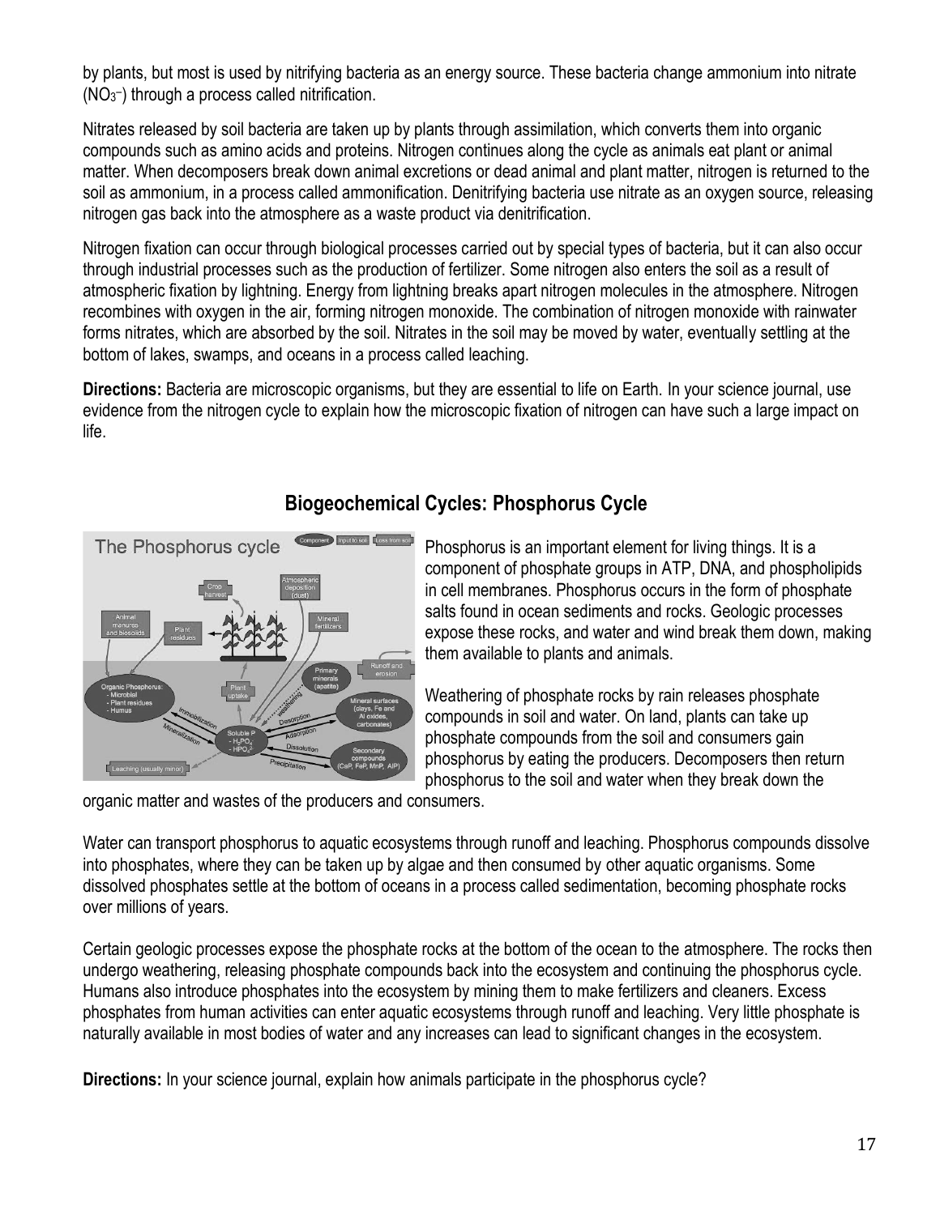by plants, but most is used by nitrifying bacteria as an energy source. These bacteria change ammonium into nitrate ($NO_3^-$) through a process called nitrification.

Nitrates released by soil bacteria are taken up by plants through assimilation, which converts them into organic compounds such as amino acids and proteins. Nitrogen continues along the cycle as animals eat plant or animal matter. When decomposers break down animal excretions or dead animal and plant matter, nitrogen is returned to the soil as ammonium, in a process called ammonification. Denitrifying bacteria use nitrate as an oxygen source, releasing nitrogen gas back into the atmosphere as a waste product via denitrification.

Nitrogen fixation can occur through biological processes carried out by special types of bacteria, but it can also occur through industrial processes such as the production of fertilizer. Some nitrogen also enters the soil as a result of atmospheric fixation by lightning. Energy from lightning breaks apart nitrogen molecules in the atmosphere. Nitrogen recombines with oxygen in the air, forming nitrogen monoxide. The combination of nitrogen monoxide with rainwater forms nitrates, which are absorbed by the soil. Nitrates in the soil may be moved by water, eventually settling at the bottom of lakes, swamps, and oceans in a process called leaching.

**Directions:** Bacteria are microscopic organisms, but they are essential to life on Earth. In your science journal, use evidence from the nitrogen cycle to explain how the microscopic fixation of nitrogen can have such a large impact on life.

## Biogeochemical Cycles: Phosphorus Cycle

The Phosphorus cycle

Component
Input to soil
Loss from soil
Crop harvest
Atmospheric deposition (dust)
Animal manures and biosolids
Plant residues
Mineral fertilizers
Primary minerals (apatite)
Runoff and erosion
Organic Phosphorus: - Microbial - Plant residues - Humus
Plant uptake
Weathering
Mineral surfaces (clays, Fe and Al oxides, carbonates)
Immobilization
Mineralization
Desorption
Adsorption
Soluble P - $H_2PO_4^-$ - $HPO_4^{2-}$
Dissolution
Precipitation
Secondary compounds (CaP, FeP, MnP, AlP)
Leaching (usually minor)

Phosphorus is an important element for living things. It is a component of phosphate groups in ATP, DNA, and phospholipids in cell membranes. Phosphorus occurs in the form of phosphate salts found in ocean sediments and rocks. Geologic processes expose these rocks, and water and wind break them down, making them available to plants and animals.

Weathering of phosphate rocks by rain releases phosphate compounds in soil and water. On land, plants can take up phosphate compounds from the soil and consumers gain phosphorus by eating the producers. Decomposers then return phosphorus to the soil and water when they break down the organic matter and wastes of the producers and consumers.

Water can transport phosphorus to aquatic ecosystems through runoff and leaching. Phosphorus compounds dissolve into phosphates, where they can be taken up by algae and then consumed by other aquatic organisms. Some dissolved phosphates settle at the bottom of oceans in a process called sedimentation, becoming phosphate rocks over millions of years.

Certain geologic processes expose the phosphate rocks at the bottom of the ocean to the atmosphere. The rocks then undergo weathering, releasing phosphate compounds back into the ecosystem and continuing the phosphorus cycle. Humans also introduce phosphates into the ecosystem by mining them to make fertilizers and cleaners. Excess phosphates from human activities can enter aquatic ecosystems through runoff and leaching. Very little phosphate is naturally available in most bodies of water and any increases can lead to significant changes in the ecosystem.

**Directions:** In your science journal, explain how animals participate in the phosphorus cycle?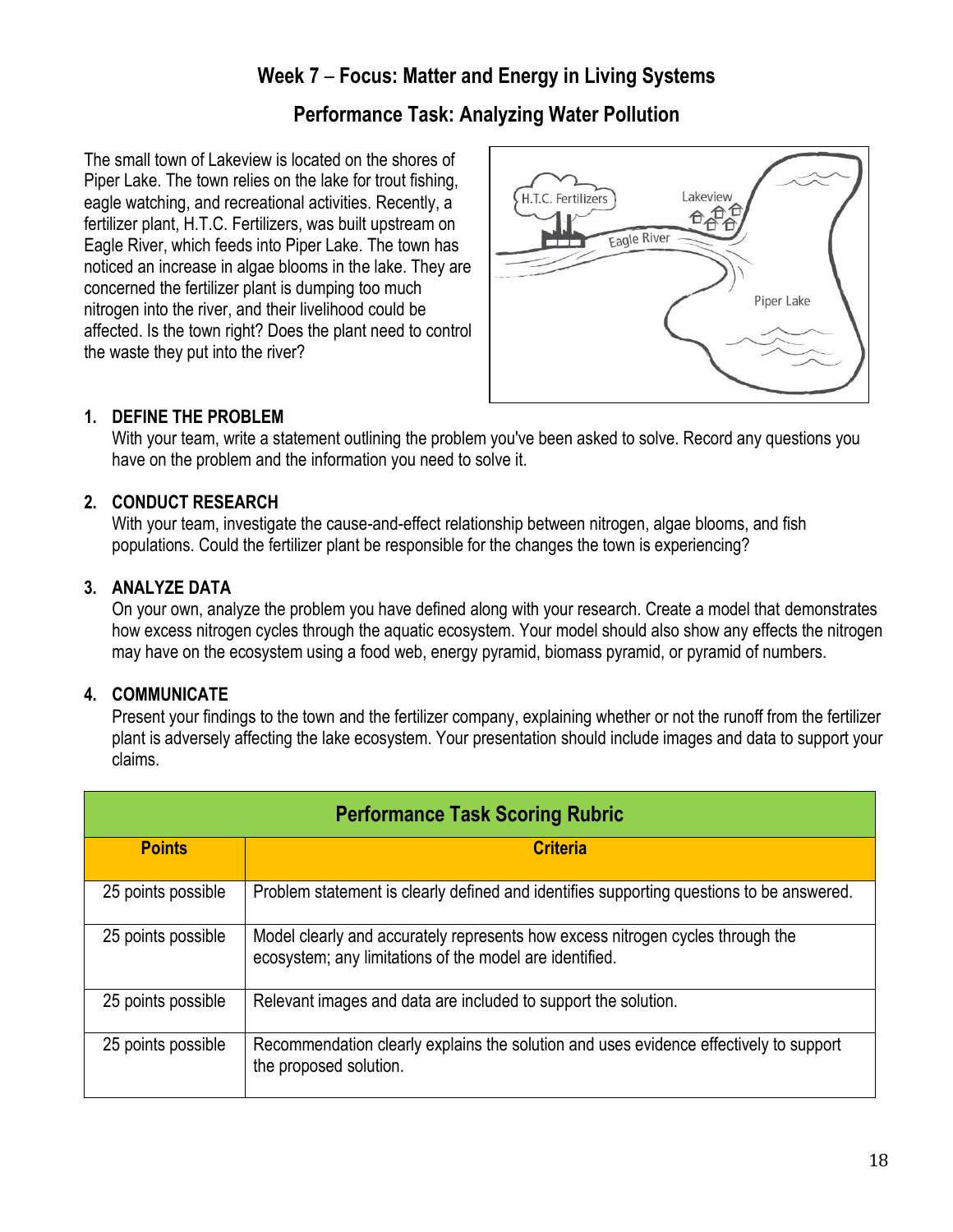## Week 7 – Focus: Matter and Energy in Living Systems

### Performance Task: Analyzing Water Pollution

The small town of Lakeview is located on the shores of Piper Lake. The town relies on the lake for trout fishing, eagle watching, and recreational activities. Recently, a fertilizer plant, H.T.C. Fertilizers, was built upstream on Eagle River, which feeds into Piper Lake. The town has noticed an increase in algae blooms in the lake. They are concerned the fertilizer plant is dumping too much nitrogen into the river, and their livelihood could be affected. Is the town right? Does the plant need to control the waste they put into the river?

H.T.C. Fertilizers

Lakeview

Eagle River

Piper Lake

1. **DEFINE THE PROBLEM**
   With your team, write a statement outlining the problem you've been asked to solve. Record any questions you have on the problem and the information you need to solve it.

2. **CONDUCT RESEARCH**
   With your team, investigate the cause-and-effect relationship between nitrogen, algae blooms, and fish populations. Could the fertilizer plant be responsible for the changes the town is experiencing?

3. **ANALYZE DATA**
   On your own, analyze the problem you have defined along with your research. Create a model that demonstrates how excess nitrogen cycles through the aquatic ecosystem. Your model should also show any effects the nitrogen may have on the ecosystem using a food web, energy pyramid, biomass pyramid, or pyramid of numbers.

4. **COMMUNICATE**
   Present your findings to the town and the fertilizer company, explaining whether or not the runoff from the fertilizer plant is adversely affecting the lake ecosystem. Your presentation should include images and data to support your claims.

| Performance Task Scoring Rubric | |
|---|---|
| **Points** | **Criteria** |
| 25 points possible | Problem statement is clearly defined and identifies supporting questions to be answered. |
| 25 points possible | Model clearly and accurately represents how excess nitrogen cycles through the ecosystem; any limitations of the model are identified. |
| 25 points possible | Relevant images and data are included to support the solution. |
| 25 points possible | Recommendation clearly explains the solution and uses evidence effectively to support the proposed solution. |